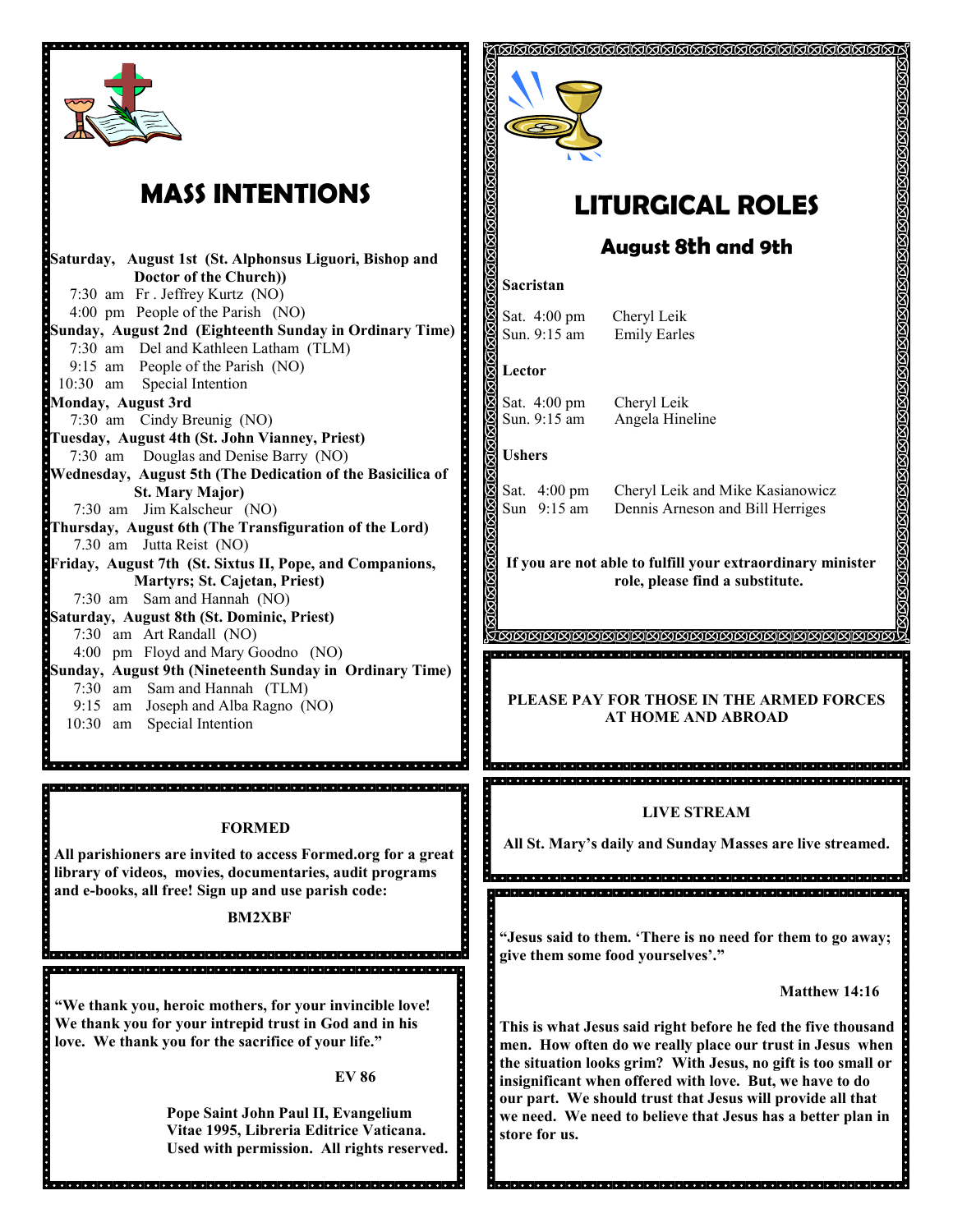# MASS INTENTIONS

**Saturday, August 1st (St. Alphonsus Liguori, Bishop and Doctor of the Church))**
- 7:30 am Fr . Jeffrey Kurtz (NO)
- 4:00 pm People of the Parish (NO)

**Sunday, August 2nd (Eighteenth Sunday in Ordinary Time)**
- 7:30 am Del and Kathleen Latham (TLM)
- 9:15 am People of the Parish (NO)
- 10:30 am Special Intention

**Monday, August 3rd**
- 7:30 am Cindy Breunig (NO)

**Tuesday, August 4th (St. John Vianney, Priest)**
- 7:30 am Douglas and Denise Barry (NO)

**Wednesday, August 5th (The Dedication of the Basicilica of St. Mary Major)**
- 7:30 am Jim Kalscheur (NO)

**Thursday, August 6th (The Transfiguration of the Lord)**
- 7.30 am Jutta Reist (NO)

**Friday, August 7th (St. Sixtus II, Pope, and Companions, Martyrs; St. Cajetan, Priest)**
- 7:30 am Sam and Hannah (NO)

**Saturday, August 8th (St. Dominic, Priest)**
- 7:30 am Art Randall (NO)
- 4:00 pm Floyd and Mary Goodno (NO)

**Sunday, August 9th (Nineteenth Sunday in Ordinary Time)**
- 7:30 am Sam and Hannah (TLM)
- 9:15 am Joseph and Alba Ragno (NO)
- 10:30 am Special Intention

### FORMED

**All parishioners are invited to access Formed.org for a great library of videos, movies, documentaries, audit programs and e-books, all free! Sign up and use parish code:**

**BM2XBF**

**"We thank you, heroic mothers, for your invincible love! We thank you for your intrepid trust in God and in his love. We thank you for the sacrifice of your life."**

**EV 86**

**Pope Saint John Paul II, Evangelium Vitae 1995, Libreria Editrice Vaticana. Used with permission. All rights reserved.**

# LITURGICAL ROLES

## August 8th and 9th

**Sacristan**

Sat. 4:00 pm Cheryl Leik
Sun. 9:15 am Emily Earles

**Lector**

Sat. 4:00 pm Cheryl Leik
Sun. 9:15 am Angela Hineline

**Ushers**

Sat. 4:00 pm Cheryl Leik and Mike Kasianowicz
Sun 9:15 am Dennis Arneson and Bill Herriges

**If you are not able to fulfill your extraordinary minister role, please find a substitute.**

**PLEASE PAY FOR THOSE IN THE ARMED FORCES AT HOME AND ABROAD**

### LIVE STREAM

**All St. Mary's daily and Sunday Masses are live streamed.**

**"Jesus said to them. 'There is no need for them to go away; give them some food yourselves'."**

**Matthew 14:16**

**This is what Jesus said right before he fed the five thousand men. How often do we really place our trust in Jesus when the situation looks grim? With Jesus, no gift is too small or insignificant when offered with love. But, we have to do our part. We should trust that Jesus will provide all that we need. We need to believe that Jesus has a better plan in store for us.**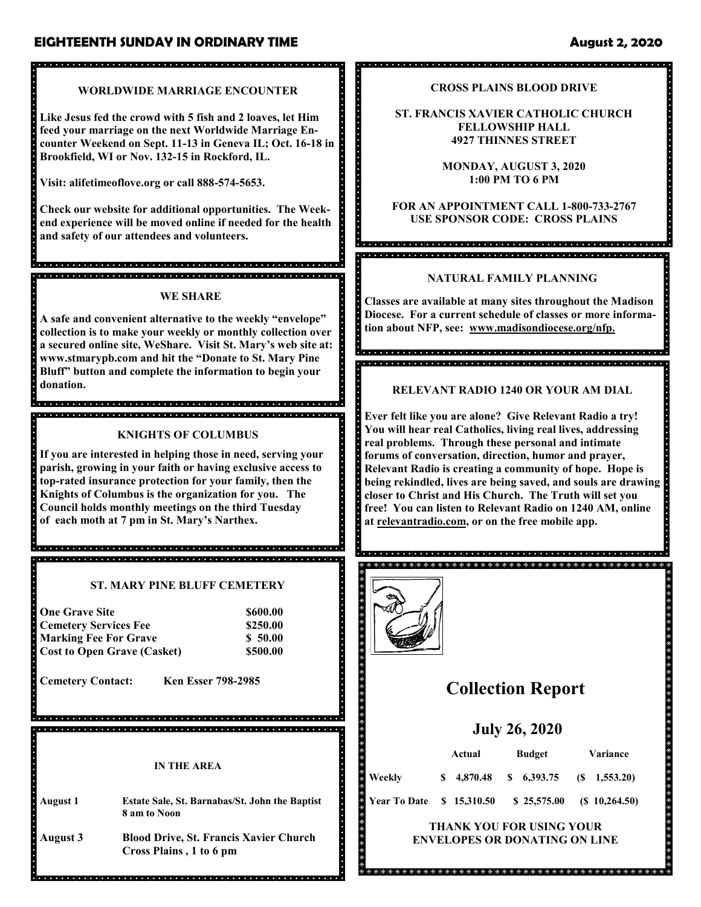## WORLDWIDE MARRIAGE ENCOUNTER

**Like Jesus fed the crowd with 5 fish and 2 loaves, let Him feed your marriage on the next Worldwide Marriage Encounter Weekend on Sept. 11-13 in Geneva IL; Oct. 16-18 in Brookfield, WI or Nov. 132-15 in Rockford, IL.**

**Visit: alifetimeoflove.org or call 888-574-5653.**

**Check our website for additional opportunities. The Weekend experience will be moved online if needed for the health and safety of our attendees and volunteers.**

## WE SHARE

**A safe and convenient alternative to the weekly "envelope" collection is to make your weekly or monthly collection over a secured online site, WeShare. Visit St. Mary's web site at: www.stmarypb.com and hit the "Donate to St. Mary Pine Bluff" button and complete the information to begin your donation.**

## KNIGHTS OF COLUMBUS

**If you are interested in helping those in need, serving your parish, growing in your faith or having exclusive access to top-rated insurance protection for your family, then the Knights of Columbus is the organization for you. The Council holds monthly meetings on the third Tuesday of each moth at 7 pm in St. Mary's Narthex.**

## ST. MARY PINE BLUFF CEMETERY

| | |
|---|---|
| One Grave Site | $600.00 |
| Cemetery Services Fee | $250.00 |
| Marking Fee For Grave | $ 50.00 |
| Cost to Open Grave (Casket) | $500.00 |

**Cemetery Contact: Ken Esser 798-2985**

## IN THE AREA

| | |
|---|---|
| August 1 | Estate Sale, St. Barnabas/St. John the Baptist 8 am to Noon |
| August 3 | Blood Drive, St. Francis Xavier Church Cross Plains , 1 to 6 pm |

## CROSS PLAINS BLOOD DRIVE

**ST. FRANCIS XAVIER CATHOLIC CHURCH
FELLOWSHIP HALL
4927 THINNES STREET**

**MONDAY, AUGUST 3, 2020
1:00 PM TO 6 PM**

**FOR AN APPOINTMENT CALL 1-800-733-2767
USE SPONSOR CODE: CROSS PLAINS**

## NATURAL FAMILY PLANNING

**Classes are available at many sites throughout the Madison Diocese. For a current schedule of classes or more information about NFP, see: www.madisondiocese.org/nfp.**

## RELEVANT RADIO 1240 OR YOUR AM DIAL

**Ever felt like you are alone? Give Relevant Radio a try! You will hear real Catholics, living real lives, addressing real problems. Through these personal and intimate forums of conversation, direction, humor and prayer, Relevant Radio is creating a community of hope. Hope is being rekindled, lives are being saved, and souls are drawing closer to Christ and His Church. The Truth will set you free! You can listen to Relevant Radio on 1240 AM, online at relevantradio.com, or on the free mobile app.**

# Collection Report

## July 26, 2020

| | Actual | Budget | Variance |
|---|---|---|---|
| Weekly | $ 4,870.48 | $ 6,393.75 | ($ 1,553.20) |
| Year To Date | $ 15,310.50 | $ 25,575.00 | ($ 10,264.50) |

**THANK YOU FOR USING YOUR ENVELOPES OR DONATING ON LINE**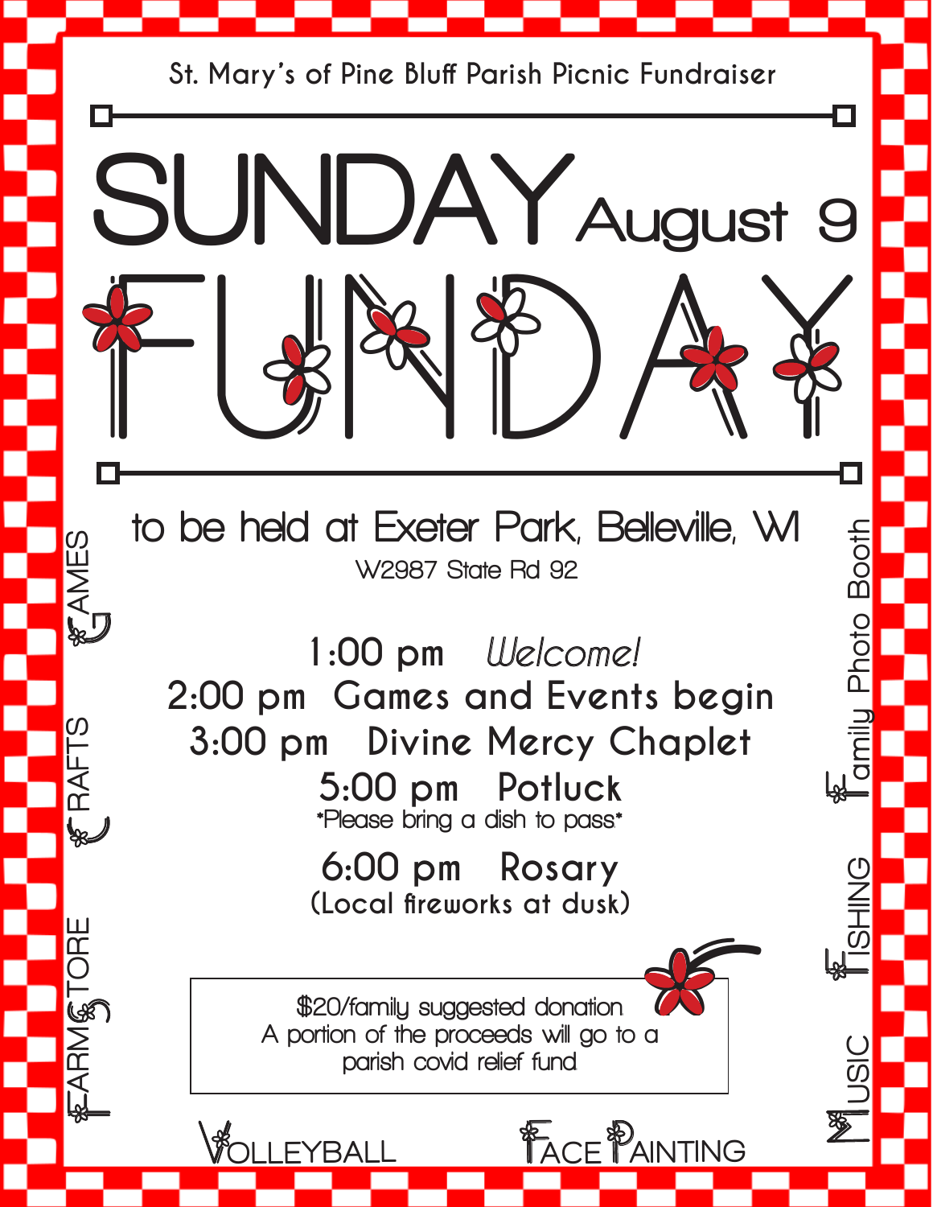St. Mary's of Pine Bluff Parish Picnic Fundraiser

# SUNDAY August 9

# FUNDAY

## to be held at Exeter Park, Belleville, WI

W2987 State Rd 92

**1:00 pm** *Welcome!*

**2:00 pm Games and Events begin**

**3:00 pm Divine Mercy Chaplet**

**5:00 pm Potluck**

*Please bring a dish to pass*

**6:00 pm Rosary**

**(Local fireworks at dusk)**

$20/family suggested donation. A portion of the proceeds will go to a parish covid relief fund.

GAMES

CRAFTS

FARM STORE

Family Photo Booth

FISHING

MUSIC

VOLLEYBALL

FACE PAINTING